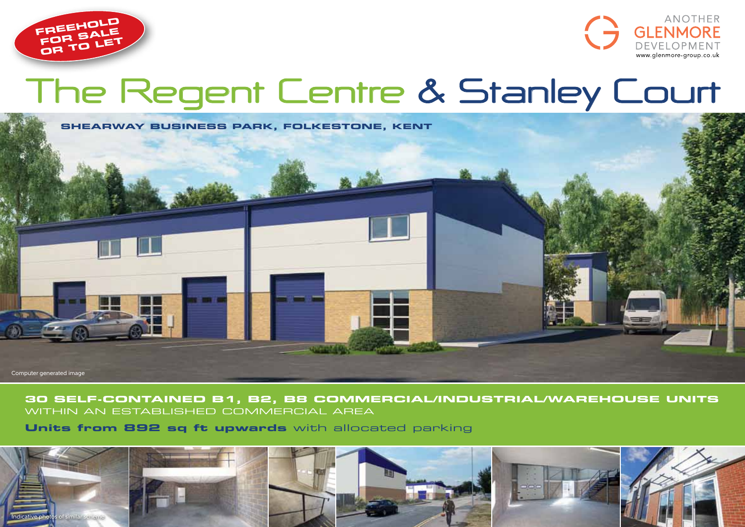FREEHOLD FOR SALE OR TO LET

ANOTHER GLENMORE DEVELOPMENT
www.glenmore-group.co.uk

# The Regent Centre & Stanley Court

**SHEARWAY BUSINESS PARK, FOLKESTONE, KENT**

Computer generated image

**30 SELF-CONTAINED B1, B2, B8 COMMERCIAL/INDUSTRIAL/WAREHOUSE UNITS**
WITHIN AN ESTABLISHED COMMERCIAL AREA

**Units from 892 sq ft upwards** with allocated parking

Indicative photos of similar scheme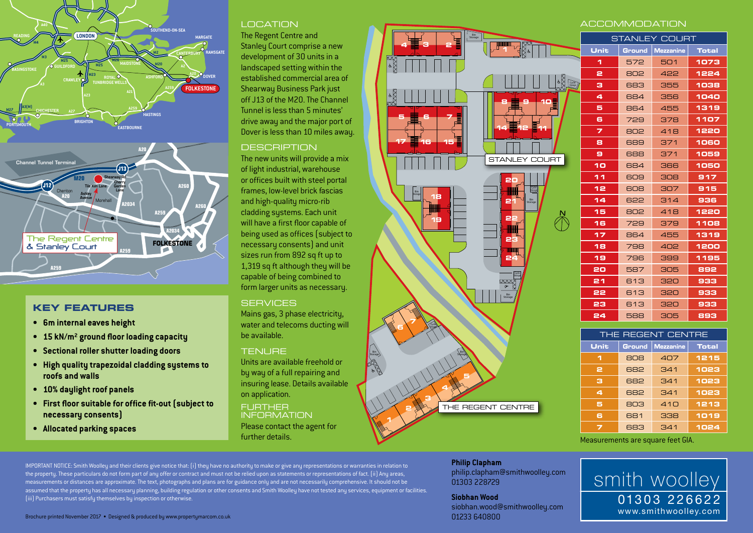## LOCATION

The Regent Centre and Stanley Court comprise a new development of 30 units in a landscaped setting within the established commercial area of Shearway Business Park just off J13 of the M20. The Channel Tunnel is less than 5 minutes' drive away and the major port of Dover is less than 10 miles away.

## DESCRIPTION

The new units will provide a mix of light industrial, warehouse or offices built with steel portal frames, low-level brick fascias and high-quality micro-rib cladding systems. Each unit will have a first floor capable of being used as offices (subject to necessary consents) and unit sizes run from 892 sq ft up to 1,319 sq ft although they will be capable of being combined to form larger units as necessary.

## SERVICES

Mains gas, 3 phase electricity, water and telecoms ducting will be available.

## TENURE

Units are available freehold or by way of a full repairing and insuring lease. Details available on application.

## FURTHER INFORMATION

Please contact the agent for further details.

## KEY FEATURES

- 6m internal eaves height
- 15 kN/m² ground floor loading capacity
- Sectional roller shutter loading doors
- High quality trapezoidal cladding systems to roofs and walls
- 10% daylight roof panels
- First floor suitable for office fit-out (subject to necessary consents)
- Allocated parking spaces

## ACCOMMODATION

### STANLEY COURT

| Unit | Ground | Mezzanine | Total |
|---|---|---|---|
| 1 | 572 | 501 | 1073 |
| 2 | 802 | 422 | 1224 |
| 3 | 683 | 355 | 1038 |
| 4 | 684 | 356 | 1040 |
| 5 | 864 | 455 | 1319 |
| 6 | 729 | 378 | 1107 |
| 7 | 802 | 418 | 1220 |
| 8 | 689 | 371 | 1060 |
| 9 | 688 | 371 | 1059 |
| 10 | 684 | 366 | 1050 |
| 11 | 609 | 308 | 917 |
| 12 | 608 | 307 | 915 |
| 14 | 622 | 314 | 936 |
| 15 | 802 | 418 | 1220 |
| 16 | 729 | 379 | 1108 |
| 17 | 864 | 455 | 1319 |
| 18 | 798 | 402 | 1200 |
| 19 | 796 | 399 | 1195 |
| 20 | 587 | 305 | 892 |
| 21 | 613 | 320 | 933 |
| 22 | 613 | 320 | 933 |
| 23 | 613 | 320 | 933 |
| 24 | 588 | 305 | 893 |

### THE REGENT CENTRE

| Unit | Ground | Mezzanine | Total |
|---|---|---|---|
| 1 | 808 | 407 | 1215 |
| 2 | 682 | 341 | 1023 |
| 3 | 682 | 341 | 1023 |
| 4 | 682 | 341 | 1023 |
| 5 | 803 | 410 | 1213 |
| 6 | 681 | 338 | 1019 |
| 7 | 683 | 341 | 1024 |

Measurements are square feet GIA.

IMPORTANT NOTICE: Smith Woolley and their clients give notice that: (i) they have no authority to make or give any representations or warranties in relation to the property. These particulars do not form part of any offer or contract and must not be relied upon as statements or representations of fact. (ii) Any areas, measurements or distances are approximate. The text, photographs and plans are for guidance only and are not necessarily comprehensive. It should not be assumed that the property has all necessary planning, building regulation or other consents and Smith Woolley have not tested any services, equipment or facilities. (iii) Purchasers must satisfy themselves by inspection or otherwise.

Brochure printed November 2017 • Designed & produced by www.propertymarcom.co.uk

**Philip Clapham**
philip.clapham@smithwoolley.com
01303 228729

**Siobhan Wood**
siobhan.wood@smithwoolley.com
01233 640800

smith woolley
01303 226622
www.smithwoolley.com